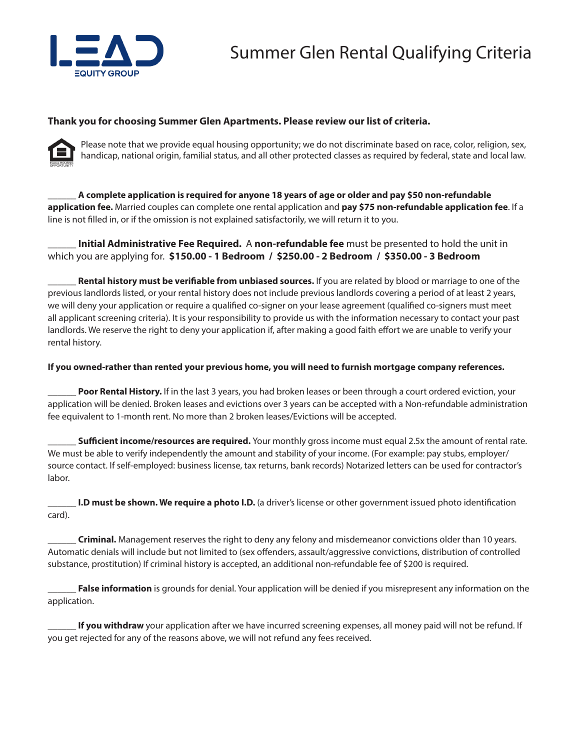# Summer Glen Rental Qualifying Criteria

**Thank you for choosing Summer Glen Apartments. Please review our list of criteria.**

Please note that we provide equal housing opportunity; we do not discriminate based on race, color, religion, sex, handicap, national origin, familial status, and all other protected classes as required by federal, state and local law.

______ **A complete application is required for anyone 18 years of age or older and pay $50 non-refundable application fee.** Married couples can complete one rental application and **pay $75 non-refundable application fee**. If a line is not filled in, or if the omission is not explained satisfactorily, we will return it to you.

______ **Initial Administrative Fee Required.** A **non-refundable fee** must be presented to hold the unit in which you are applying for. **$150.00 - 1 Bedroom / $250.00 - 2 Bedroom / $350.00 - 3 Bedroom**

______ **Rental history must be verifiable from unbiased sources.** If you are related by blood or marriage to one of the previous landlords listed, or your rental history does not include previous landlords covering a period of at least 2 years, we will deny your application or require a qualified co-signer on your lease agreement (qualified co-signers must meet all applicant screening criteria). It is your responsibility to provide us with the information necessary to contact your past landlords. We reserve the right to deny your application if, after making a good faith effort we are unable to verify your rental history.

**If you owned-rather than rented your previous home, you will need to furnish mortgage company references.**

______ **Poor Rental History.** If in the last 3 years, you had broken leases or been through a court ordered eviction, your application will be denied. Broken leases and evictions over 3 years can be accepted with a Non-refundable administration fee equivalent to 1-month rent. No more than 2 broken leases/Evictions will be accepted.

______ **Sufficient income/resources are required.** Your monthly gross income must equal 2.5x the amount of rental rate. We must be able to verify independently the amount and stability of your income. (For example: pay stubs, employer/source contact. If self-employed: business license, tax returns, bank records) Notarized letters can be used for contractor's labor.

______ **I.D must be shown. We require a photo I.D.** (a driver's license or other government issued photo identification card).

______ **Criminal.** Management reserves the right to deny any felony and misdemeanor convictions older than 10 years. Automatic denials will include but not limited to (sex offenders, assault/aggressive convictions, distribution of controlled substance, prostitution) If criminal history is accepted, an additional non-refundable fee of $200 is required.

______ **False information** is grounds for denial. Your application will be denied if you misrepresent any information on the application.

______ **If you withdraw** your application after we have incurred screening expenses, all money paid will not be refund. If you get rejected for any of the reasons above, we will not refund any fees received.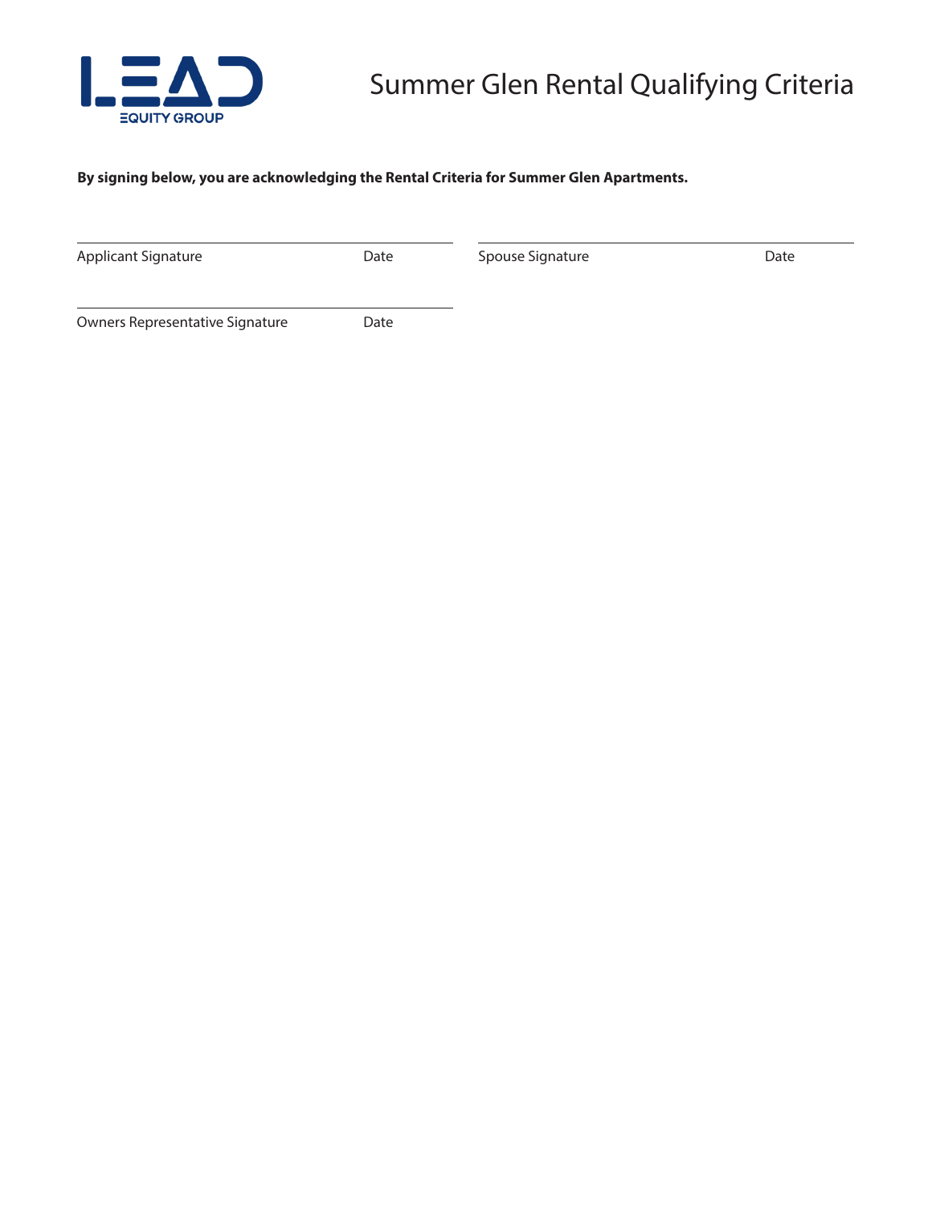LEAD EQUITY GROUP

# Summer Glen Rental Qualifying Criteria

**By signing below, you are acknowledging the Rental Criteria for Summer Glen Apartments.**

| | | | |
|---|---|---|---|
| Applicant Signature | Date | Spouse Signature | Date |
| Owners Representative Signature | Date | | |